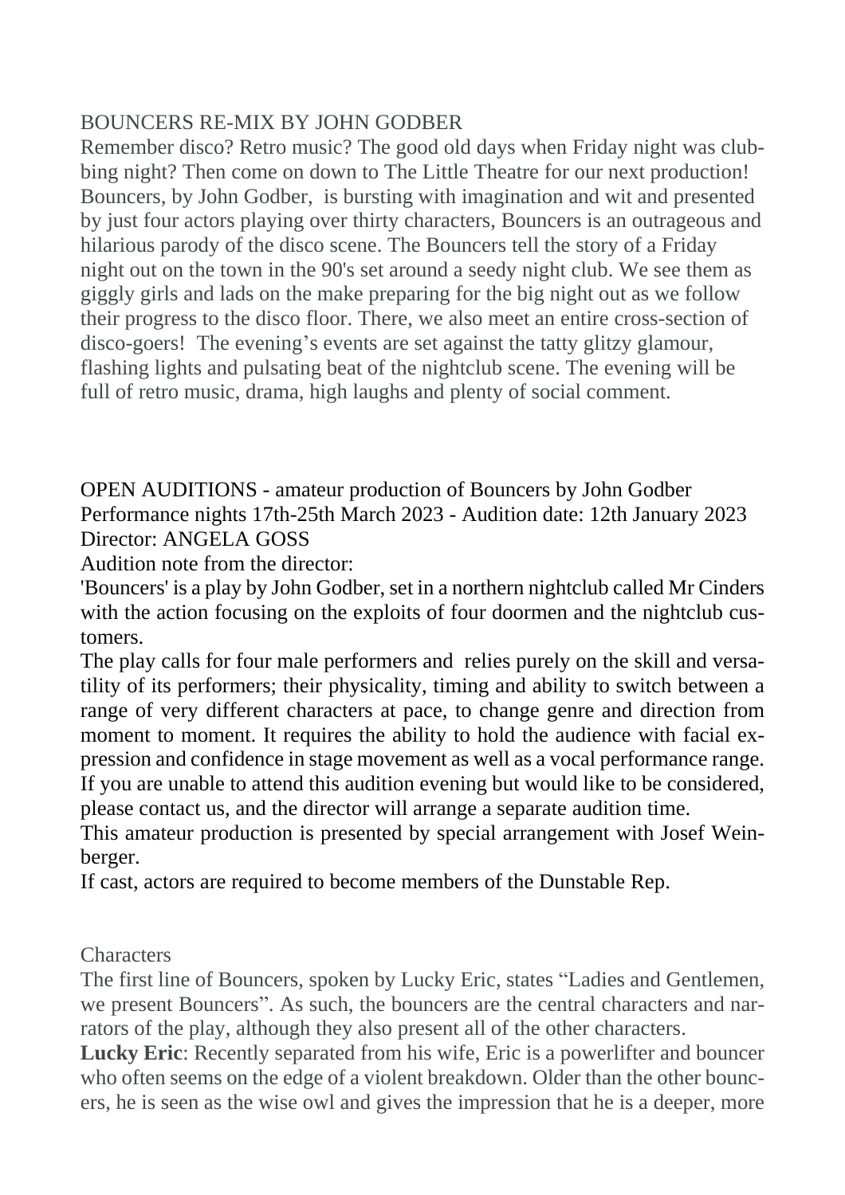## BOUNCERS RE-MIX BY JOHN GODBER

Remember disco? Retro music? The good old days when Friday night was clubbing night? Then come on down to The Little Theatre for our next production! Bouncers, by John Godber, is bursting with imagination and wit and presented by just four actors playing over thirty characters, Bouncers is an outrageous and hilarious parody of the disco scene. The Bouncers tell the story of a Friday night out on the town in the 90's set around a seedy night club. We see them as giggly girls and lads on the make preparing for the big night out as we follow their progress to the disco floor. There, we also meet an entire cross-section of disco-goers! The evening's events are set against the tatty glitzy glamour, flashing lights and pulsating beat of the nightclub scene. The evening will be full of retro music, drama, high laughs and plenty of social comment.

## OPEN AUDITIONS - amateur production of Bouncers by John Godber

Performance nights 17th-25th March 2023 - Audition date: 12th January 2023

Director: ANGELA GOSS

Audition note from the director:

'Bouncers' is a play by John Godber, set in a northern nightclub called Mr Cinders with the action focusing on the exploits of four doormen and the nightclub customers.

The play calls for four male performers and relies purely on the skill and versatility of its performers; their physicality, timing and ability to switch between a range of very different characters at pace, to change genre and direction from moment to moment. It requires the ability to hold the audience with facial expression and confidence in stage movement as well as a vocal performance range.

If you are unable to attend this audition evening but would like to be considered, please contact us, and the director will arrange a separate audition time.

This amateur production is presented by special arrangement with Josef Weinberger.

If cast, actors are required to become members of the Dunstable Rep.

## Characters

The first line of Bouncers, spoken by Lucky Eric, states "Ladies and Gentlemen, we present Bouncers". As such, the bouncers are the central characters and narrators of the play, although they also present all of the other characters.

**Lucky Eric**: Recently separated from his wife, Eric is a powerlifter and bouncer who often seems on the edge of a violent breakdown. Older than the other bouncers, he is seen as the wise owl and gives the impression that he is a deeper, more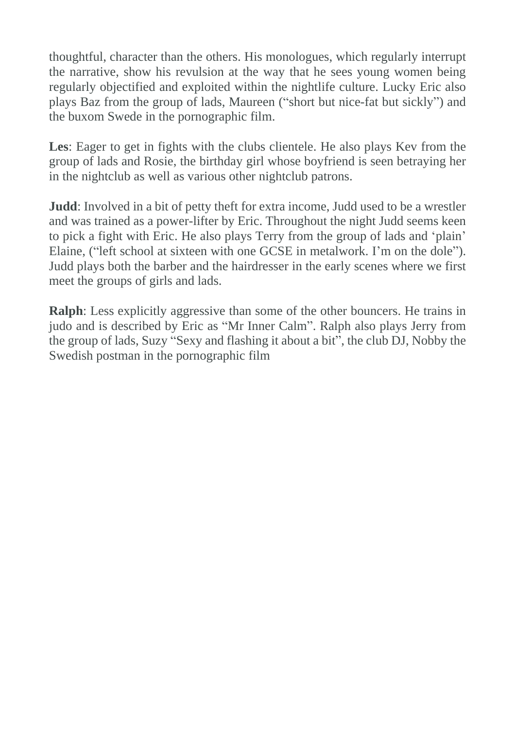thoughtful, character than the others. His monologues, which regularly interrupt the narrative, show his revulsion at the way that he sees young women being regularly objectified and exploited within the nightlife culture. Lucky Eric also plays Baz from the group of lads, Maureen ("short but nice-fat but sickly") and the buxom Swede in the pornographic film.

**Les**: Eager to get in fights with the clubs clientele. He also plays Kev from the group of lads and Rosie, the birthday girl whose boyfriend is seen betraying her in the nightclub as well as various other nightclub patrons.

**Judd**: Involved in a bit of petty theft for extra income, Judd used to be a wrestler and was trained as a power-lifter by Eric. Throughout the night Judd seems keen to pick a fight with Eric. He also plays Terry from the group of lads and 'plain' Elaine, ("left school at sixteen with one GCSE in metalwork. I'm on the dole"). Judd plays both the barber and the hairdresser in the early scenes where we first meet the groups of girls and lads.

**Ralph**: Less explicitly aggressive than some of the other bouncers. He trains in judo and is described by Eric as "Mr Inner Calm". Ralph also plays Jerry from the group of lads, Suzy "Sexy and flashing it about a bit", the club DJ, Nobby the Swedish postman in the pornographic film